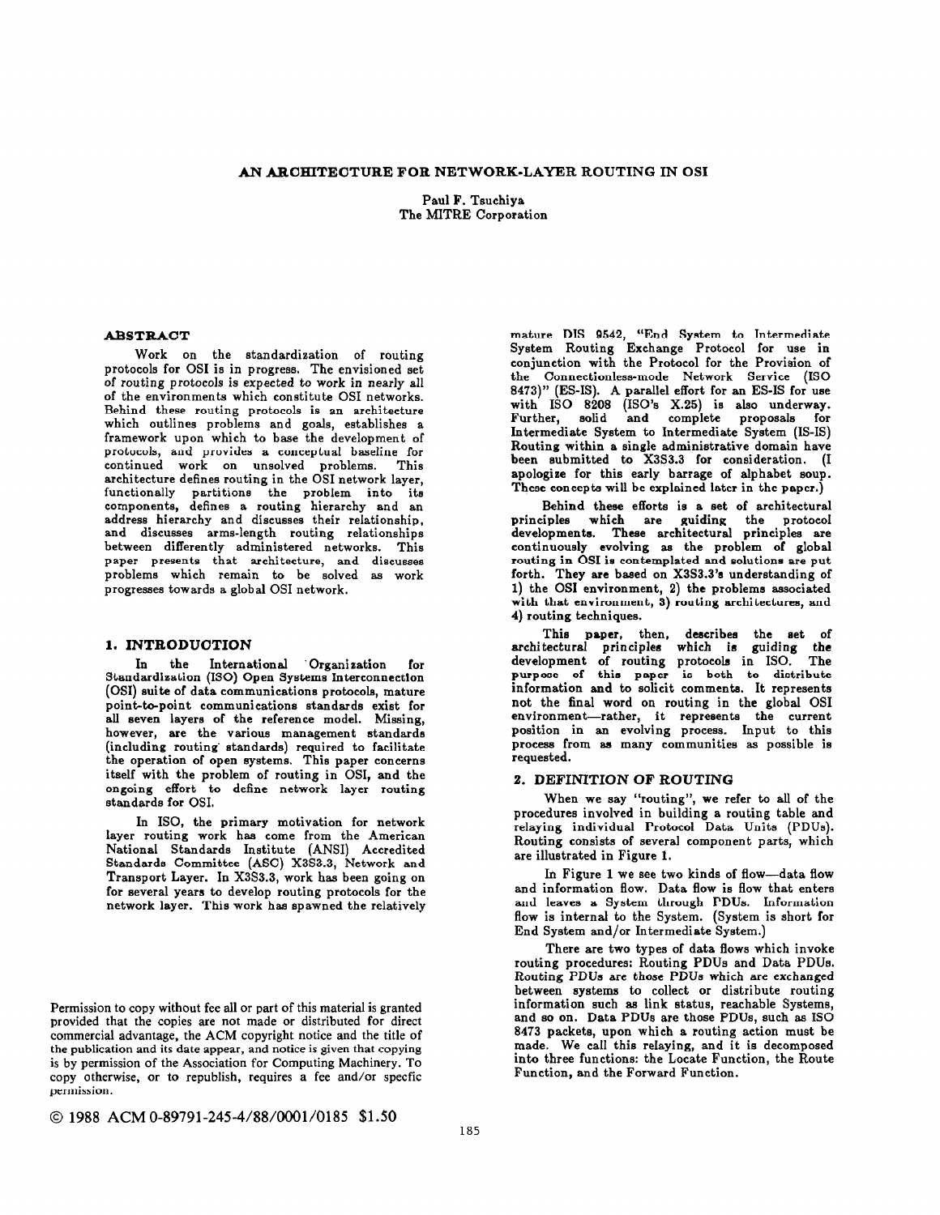# AN ARCHITECTURE FOR NETWORK-LAYER ROUTING IN OSI

Paul F. Tsuchiya
The MITRE Corporation

## ABSTRACT

Work on the standardization of routing protocols for OSI is in progress. The envisioned set of routing protocols is expected to work in nearly all of the environments which constitute OSI networks. Behind these routing protocols is an architecture which outlines problems and goals, establishes a framework upon which to base the development of protocols, and provides a conceptual baseline for continued work on unsolved problems. This architecture defines routing in the OSI network layer, functionally partitions the problem into its components, defines a routing hierarchy and an address hierarchy and discusses their relationship, and discusses arms-length routing relationships between differently administered networks. This paper presents that architecture, and discusses problems which remain to be solved as work progresses towards a global OSI network.

## 1. INTRODUCTION

In the International Organization for Standardization (ISO) Open Systems Interconnection (OSI) suite of data communications protocols, mature point-to-point communications standards exist for all seven layers of the reference model. Missing, however, are the various management standards (including routing standards) required to facilitate the operation of open systems. This paper concerns itself with the problem of routing in OSI, and the ongoing effort to define network layer routing standards for OSI.

In ISO, the primary motivation for network layer routing work has come from the American National Standards Institute (ANSI) Accredited Standards Committee (ASC) X3S3.3, Network and Transport Layer. In X3S3.3, work has been going on for several years to develop routing protocols for the network layer. This work has spawned the relatively mature DIS 9542, "End System to Intermediate System Routing Exchange Protocol for use in conjunction with the Protocol for the Provision of the Connectionless-mode Network Service (ISO 8473)" (ES-IS). A parallel effort for an ES-IS for use with ISO 8208 (ISO's X.25) is also underway. Further, solid and complete proposals for Intermediate System to Intermediate System (IS-IS) Routing within a single administrative domain have been submitted to X3S3.3 for consideration. (I apologize for this early barrage of alphabet soup. These concepts will be explained later in the paper.)

Behind these efforts is a set of architectural principles which are guiding the protocol developments. These architectural principles are continuously evolving as the problem of global routing in OSI is contemplated and solutions are put forth. They are based on X3S3.3's understanding of 1) the OSI environment, 2) the problems associated with that environment, 3) routing architectures, and 4) routing techniques.

This paper, then, describes the set of architectural principles which is guiding the development of routing protocols in ISO. The purpose of this paper is both to distribute information and to solicit comments. It represents not the final word on routing in the global OSI environment—rather, it represents the current position in an evolving process. Input to this process from as many communities as possible is requested.

## 2. DEFINITION OF ROUTING

When we say "routing", we refer to all of the procedures involved in building a routing table and relaying individual Protocol Data Units (PDUs). Routing consists of several component parts, which are illustrated in Figure 1.

In Figure 1 we see two kinds of flow—data flow and information flow. Data flow is flow that enters and leaves a System through PDUs. Information flow is internal to the System. (System is short for End System and/or Intermediate System.)

There are two types of data flows which invoke routing procedures: Routing PDUs and Data PDUs. Routing PDUs are those PDUs which are exchanged between systems to collect or distribute routing information such as link status, reachable Systems, and so on. Data PDUs are those PDUs, such as ISO 8473 packets, upon which a routing action must be made. We call this relaying, and it is decomposed into three functions: the Locate Function, the Route Function, and the Forward Function.

Permission to copy without fee all or part of this material is granted provided that the copies are not made or distributed for direct commercial advantage, the ACM copyright notice and the title of the publication and its date appear, and notice is given that copying is by permission of the Association for Computing Machinery. To copy otherwise, or to republish, requires a fee and/or specfic permission.

© 1988 ACM 0-89791-245-4/88/0001/0185 $1.50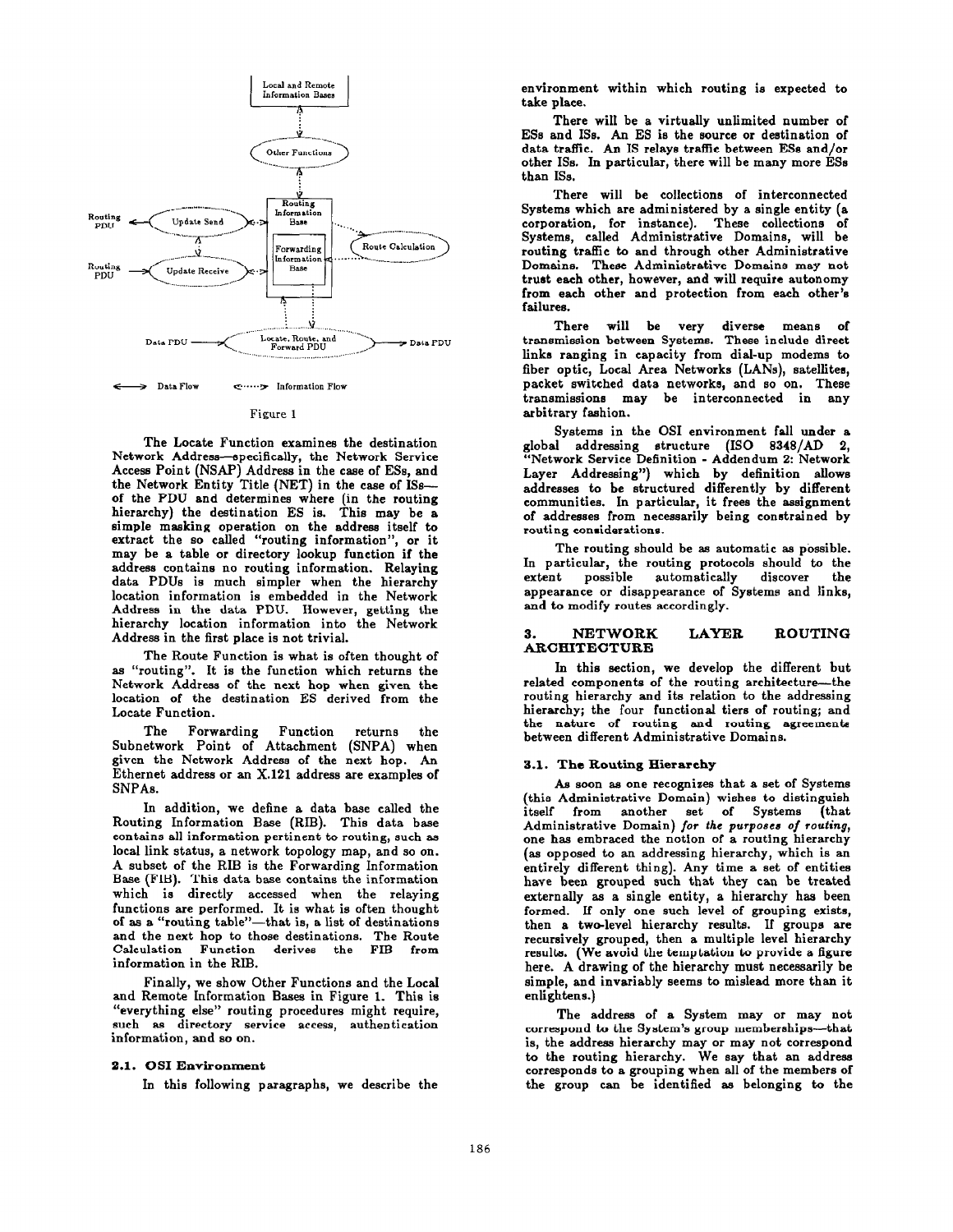Figure 1

The Locate Function examines the destination Network Address—specifically, the Network Service Access Point (NSAP) Address in the case of ESs, and the Network Entity Title (NET) in the case of ISs—of the PDU and determines where (in the routing hierarchy) the destination ES is. This may be a simple masking operation on the address itself to extract the so called "routing information", or it may be a table or directory lookup function if the address contains no routing information. Relaying data PDUs is much simpler when the hierarchy location information is embedded in the Network Address in the data PDU. However, getting the hierarchy location information into the Network Address in the first place is not trivial.

The Route Function is what is often thought of as "routing". It is the function which returns the Network Address of the next hop when given the location of the destination ES derived from the Locate Function.

The Forwarding Function returns the Subnetwork Point of Attachment (SNPA) when given the Network Address of the next hop. An Ethernet address or an X.121 address are examples of SNPAs.

In addition, we define a data base called the Routing Information Base (RIB). This data base contains all information pertinent to routing, such as local link status, a network topology map, and so on. A subset of the RIB is the Forwarding Information Base (FIB). This data base contains the information which is directly accessed when the relaying functions are performed. It is what is often thought of as a "routing table"—that is, a list of destinations and the next hop to those destinations. The Route Calculation Function derives the FIB from information in the RIB.

Finally, we show Other Functions and the Local and Remote Information Bases in Figure 1. This is "everything else" routing procedures might require, such as directory service access, authentication information, and so on.

### 2.1. OSI Environment

In this following paragraphs, we describe the environment within which routing is expected to take place.

There will be a virtually unlimited number of ESs and ISs. An ES is the source or destination of data traffic. An IS relays traffic between ESs and/or other ISs. In particular, there will be many more ESs than ISs.

There will be collections of interconnected Systems which are administered by a single entity (a corporation, for instance). These collections of Systems, called Administrative Domains, will be routing traffic to and through other Administrative Domains. These Administrative Domains may not trust each other, however, and will require autonomy from each other and protection from each other's failures.

There will be very diverse means of transmission between Systems. These include direct links ranging in capacity from dial-up modems to fiber optic, Local Area Networks (LANs), satellites, packet switched data networks, and so on. These transmissions may be interconnected in any arbitrary fashion.

Systems in the OSI environment fall under a global addressing structure (ISO 8348/AD 2, "Network Service Definition - Addendum 2: Network Layer Addressing") which by definition allows addresses to be structured differently by different communities. In particular, it frees the assignment of addresses from necessarily being constrained by routing considerations.

The routing should be as automatic as possible. In particular, the routing protocols should to the extent possible automatically discover the appearance or disappearance of Systems and links, and to modify routes accordingly.

## 3. NETWORK LAYER ROUTING ARCHITECTURE

In this section, we develop the different but related components of the routing architecture—the routing hierarchy and its relation to the addressing hierarchy; the four functional tiers of routing; and the nature of routing and routing agreements between different Administrative Domains.

### 3.1. The Routing Hierarchy

As soon as one recognizes that a set of Systems (this Administrative Domain) wishes to distinguish itself from another set of Systems (that Administrative Domain) *for the purposes of routing*, one has embraced the notion of a routing hierarchy (as opposed to an addressing hierarchy, which is an entirely different thing). Any time a set of entities have been grouped such that they can be treated externally as a single entity, a hierarchy has been formed. If only one such level of grouping exists, then a two-level hierarchy results. If groups are recursively grouped, then a multiple level hierarchy results. (We avoid the temptation to provide a figure here. A drawing of the hierarchy must necessarily be simple, and invariably seems to mislead more than it enlightens.)

The address of a System may or may not correspond to the System's group memberships—that is, the address hierarchy may or may not correspond to the routing hierarchy. We say that an address corresponds to a grouping when all of the members of the group can be identified as belonging to the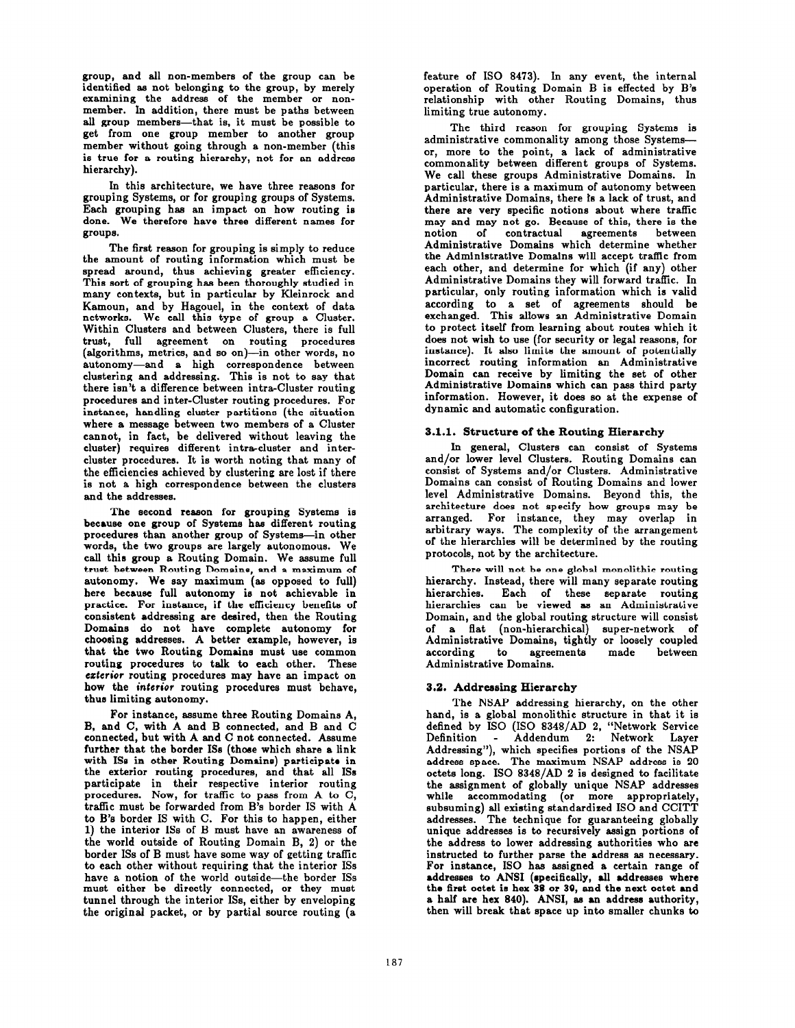group, and all non-members of the group can be identified as not belonging to the group, by merely examining the address of the member or non-member. In addition, there must be paths between all group members—that is, it must be possible to get from one group member to another group member without going through a non-member (this is true for a routing hierarchy, not for an address hierarchy).

In this architecture, we have three reasons for grouping Systems, or for grouping groups of Systems. Each grouping has an impact on how routing is done. We therefore have three different names for groups.

The first reason for grouping is simply to reduce the amount of routing information which must be spread around, thus achieving greater efficiency. This sort of grouping has been thoroughly studied in many contexts, but in particular by Kleinrock and Kamoun, and by Hagouel, in the context of data networks. We call this type of group a Cluster. Within Clusters and between Clusters, there is full trust, full agreement on routing procedures (algorithms, metrics, and so on)—in other words, no autonomy—and a high correspondence between clustering and addressing. This is not to say that there isn't a difference between intra-Cluster routing procedures and inter-Cluster routing procedures. For instance, handling cluster partitions (the situation where a message between two members of a Cluster cannot, in fact, be delivered without leaving the cluster) requires different intra-cluster and inter-cluster procedures. It is worth noting that many of the efficiencies achieved by clustering are lost if there is not a high correspondence between the clusters and the addresses.

The second reason for grouping Systems is because one group of Systems has different routing procedures than another group of Systems—in other words, the two groups are largely autonomous. We call this group a Routing Domain. We assume full trust between Routing Domains, and a maximum of autonomy. We say maximum (as opposed to full) here because full autonomy is not achievable in practice. For instance, if the efficiency benefits of consistent addressing are desired, then the Routing Domains do not have complete autonomy for choosing addresses. A better example, however, is that the two Routing Domains must use common routing procedures to talk to each other. These *exterior* routing procedures may have an impact on how the *interior* routing procedures must behave, thus limiting autonomy.

For instance, assume three Routing Domains A, B, and C, with A and B connected, and B and C connected, but with A and C not connected. Assume further that the border ISs (those which share a link with ISs in other Routing Domains) participate in the exterior routing procedures, and that all ISs participate in their respective interior routing procedures. Now, for traffic to pass from A to C, traffic must be forwarded from B's border IS with A to B's border IS with C. For this to happen, either 1) the interior ISs of B must have an awareness of the world outside of Routing Domain B, 2) or the border ISs of B must have some way of getting traffic to each other without requiring that the interior ISs have a notion of the world outside—the border ISs must either be directly connected, or they must tunnel through the interior ISs, either by enveloping the original packet, or by partial source routing (a feature of ISO 8473). In any event, the internal operation of Routing Domain B is effected by B's relationship with other Routing Domains, thus limiting true autonomy.

The third reason for grouping Systems is administrative commonality among those Systems—or, more to the point, a lack of administrative commonality between different groups of Systems. We call these groups Administrative Domains. In particular, there is a maximum of autonomy between Administrative Domains, there is a lack of trust, and there are very specific notions about where traffic may and may not go. Because of this, there is the notion of contractual agreements between Administrative Domains which determine whether the Administrative Domains will accept traffic from each other, and determine for which (if any) other Administrative Domains they will forward traffic. In particular, only routing information which is valid according to a set of agreements should be exchanged. This allows an Administrative Domain to protect itself from learning about routes which it does not wish to use (for security or legal reasons, for instance). It also limits the amount of potentially incorrect routing information an Administrative Domain can receive by limiting the set of other Administrative Domains which can pass third party information. However, it does so at the expense of dynamic and automatic configuration.

### 3.1.1. Structure of the Routing Hierarchy

In general, Clusters can consist of Systems and/or lower level Clusters. Routing Domains can consist of Systems and/or Clusters. Administrative Domains can consist of Routing Domains and lower level Administrative Domains. Beyond this, the architecture does not specify how groups may be arranged. For instance, they may overlap in arbitrary ways. The complexity of the arrangement of the hierarchies will be determined by the routing protocols, not by the architecture.

There will not be one global monolithic routing hierarchy. Instead, there will many separate routing hierarchies. Each of these separate routing hierarchies can be viewed as an Administrative Domain, and the global routing structure will consist of a flat (non-hierarchical) super-network of Administrative Domains, tightly or loosely coupled according to agreements made between Administrative Domains.

## 3.2. Addressing Hierarchy

The NSAP addressing hierarchy, on the other hand, is a global monolithic structure in that it is defined by ISO (ISO 8348/AD 2, "Network Service Definition - Addendum 2: Network Layer Addressing"), which specifies portions of the NSAP address space. The maximum NSAP address is 20 octets long. ISO 8348/AD 2 is designed to facilitate the assignment of globally unique NSAP addresses while accommodating (or more appropriately, subsuming) all existing standardized ISO and CCITT addresses. The technique for guaranteeing globally unique addresses is to recursively assign portions of the address to lower addressing authorities who are instructed to further parse the address as necessary. For instance, ISO has assigned a certain range of addresses to ANSI (specifically, all addresses where the first octet is hex 38 or 39, and the next octet and a half are hex 840). ANSI, as an address authority, then will break that space up into smaller chunks to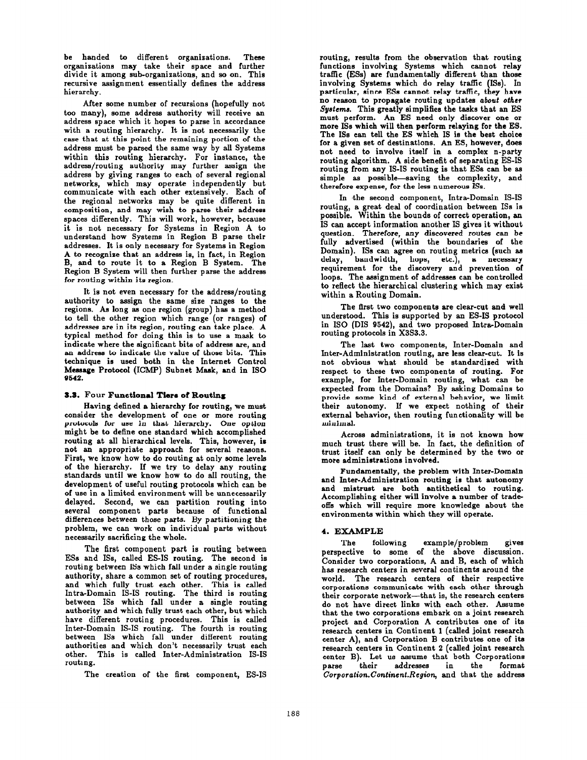be handed to different organizations. These organizations may take their space and further divide it among sub-organizations, and so on. This recursive assignment essentially defines the address hierarchy.

After some number of recursions (hopefully not too many), some address authority will receive an address space which it hopes to parse in accordance with a routing hierarchy. It is not necessarily the case that at this point the remaining portion of the address must be parsed the same way by all Systems within this routing hierarchy. For instance, the address/routing authority may further assign the address by giving ranges to each of several regional networks, which may operate independently but communicate with each other extensively. Each of the regional networks may be quite different in composition, and may wish to parse their address spaces differently. This will work, however, because it is not necessary for Systems in Region A to understand how Systems in Region B parse their addresses. It is only necessary for Systems in Region A to recognize that an address is, in fact, in Region B, and to route it to a Region B System. The Region B System will then further parse the address for routing within its region.

It is not even necessary for the address/routing authority to assign the same size ranges to the regions. As long as one region (group) has a method to tell the other region which range (or ranges) of addresses are in its region, routing can take place. A typical method for doing this is to use a mask to indicate where the significant bits of address are, and an address to indicate the value of those bits. This technique is used both in the Internet Control Message Protocol (ICMP) Subnet Mask, and in ISO 9542.

### 3.3. Four Functional Tiers of Routing

Having defined a hierarchy for routing, we must consider the development of one or more routing protocols for use in that hierarchy. One option might be to define one standard which accomplished routing at all hierarchical levels. This, however, is not an appropriate approach for several reasons. First, we know how to do routing at only some levels of the hierarchy. If we try to delay any routing standards until we know how to do all routing, the development of useful routing protocols which can be of use in a limited environment will be unnecessarily delayed. Second, we can partition routing into several component parts because of functional differences between those parts. By partitioning the problem, we can work on individual parts without necessarily sacrificing the whole.

The first component part is routing between ESs and ISs, called ES-IS routing. The second is routing between ISs which fall under a single routing authority, share a common set of routing procedures, and which fully trust each other. This is called Intra-Domain IS-IS routing. The third is routing between ISs which fall under a single routing authority and which fully trust each other, but which have different routing procedures. This is called Inter-Domain IS-IS routing. The fourth is routing between ISs which fall under different routing authorities and which don't necessarily trust each other. This is called Inter-Administration IS-IS routing.

The creation of the first component, ES-IS routing, results from the observation that routing functions involving Systems which cannot relay traffic (ESs) are fundamentally different than those involving Systems which do relay traffic (ISs). In particular, since ESs cannot relay traffic, they have no reason to propagate routing updates *about other Systems*. This greatly simplifies the tasks that an ES must perform. An ES need only discover one or more ISs which will then perform relaying for the ES. The ISs can tell the ES which IS is the best choice for a given set of destinations. An ES, however, does not need to involve itself in a complex n-party routing algorithm. A side benefit of separating ES-IS routing from any IS-IS routing is that ESs can be as simple as possible—saving the complexity, and therefore expense, for the less numerous ISs.

In the second component, Intra-Domain IS-IS routing, a great deal of coordination between ISs is possible. Within the bounds of correct operation, an IS can accept information another IS gives it without question. Therefore, any discovered routes can be fully advertised (within the boundaries of the Domain). ISs can agree on routing metrics (such as delay, bandwidth, hops, etc.), a necessary requirement for the discovery and prevention of loops. The assignment of addresses can be controlled to reflect the hierarchical clustering which may exist within a Routing Domain.

The first two components are clear-cut and well understood. This is supported by an ES-IS protocol in ISO (DIS 9542), and two proposed Intra-Domain routing protocols in X3S3.3.

The last two components, Inter-Domain and Inter-Administration routing, are less clear-cut. It is not obvious what should be standardized with respect to these two components of routing. For example, for Inter-Domain routing, what can be expected from the Domains? By asking Domains to provide some kind of external behavior, we limit their autonomy. If we expect nothing of their external behavior, then routing functionality will be minimal.

Across administrations, it is not known how much trust there will be. In fact, the definition of trust itself can only be determined by the two or more administrations involved.

Fundamentally, the problem with Inter-Domain and Inter-Administration routing is that autonomy and mistrust are both antithetical to routing. Accomplishing either will involve a number of trade-offs which will require more knowledge about the environments within which they will operate.

## 4. EXAMPLE

The following example/problem gives perspective to some of the above discussion. Consider two corporations, A and B, each of which has research centers in several continents around the world. The research centers of their respective corporations communicate with each other through their corporate network—that is, the research centers do not have direct links with each other. Assume that the two corporations embark on a joint research project and Corporation A contributes one of its research centers in Continent 1 (called joint research center A), and Corporation B contributes one of its research centers in Continent 2 (called joint research center B). Let us assume that both Corporations parse their addresses in the format *Corporation.Continent.Region*, and that the address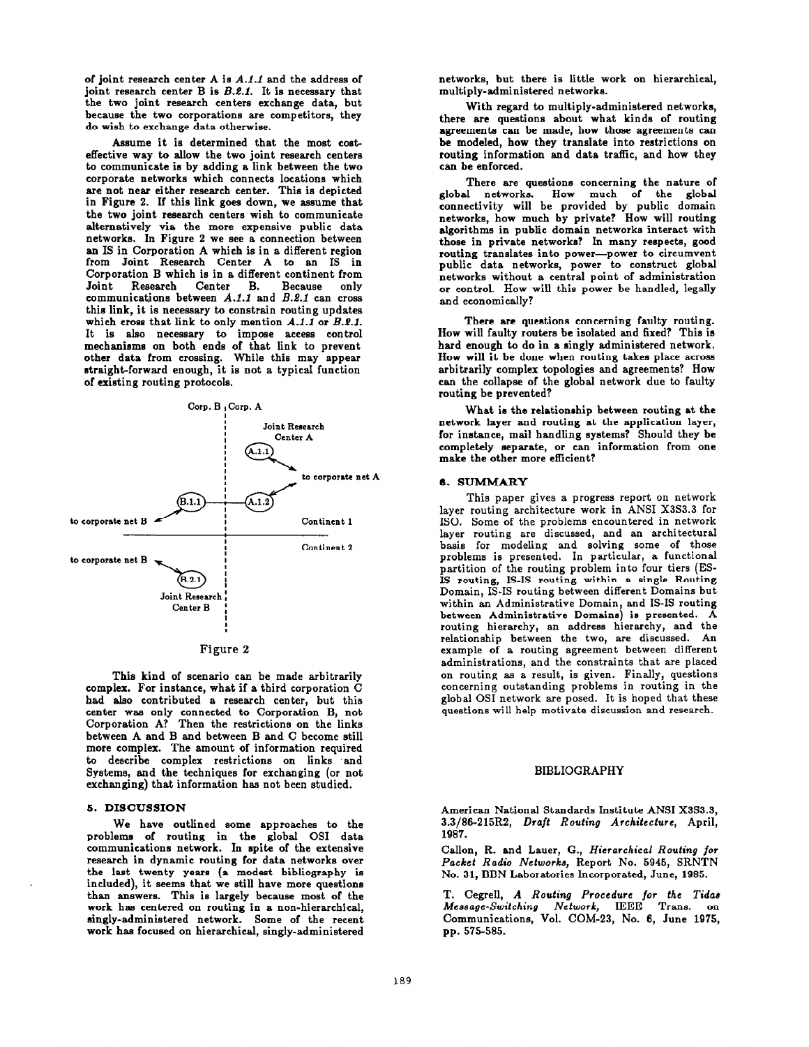of joint research center A is *A.1.1* and the address of joint research center B is *B.2.1*. It is necessary that the two joint research centers exchange data, but because the two corporations are competitors, they do wish to exchange data otherwise.

Assume it is determined that the most cost-effective way to allow the two joint research centers to communicate is by adding a link between the two corporate networks which connects locations which are not near either research center. This is depicted in Figure 2. If this link goes down, we assume that the two joint research centers wish to communicate alternatively via the more expensive public data networks. In Figure 2 we see a connection between an IS in Corporation A which is in a different region from Joint Research Center A to an IS in Corporation B which is in a different continent from Joint Research Center B. Because only communications between *A.1.1* and *B.2.1* can cross this link, it is necessary to constrain routing updates which cross that link to only mention *A.1.1* or *B.2.1*. It is also necessary to impose access control mechanisms on both ends of that link to prevent other data from crossing. While this may appear straight-forward enough, it is not a typical function of existing routing protocols.

Figure 2

This kind of scenario can be made arbitrarily complex. For instance, what if a third corporation C had also contributed a research center, but this center was only connected to Corporation B, not Corporation A? Then the restrictions on the links between A and B and between B and C become still more complex. The amount of information required to describe complex restrictions on links and Systems, and the techniques for exchanging (or not exchanging) that information has not been studied.

## 5. DISCUSSION

We have outlined some approaches to the problems of routing in the global OSI data communications network. In spite of the extensive research in dynamic routing for data networks over the last twenty years (a modest bibliography is included), it seems that we still have more questions than answers. This is largely because most of the work has centered on routing in a non-hierarchical, singly-administered network. Some of the recent work has focused on hierarchical, singly-administered networks, but there is little work on hierarchical, multiply-administered networks.

With regard to multiply-administered networks, there are questions about what kinds of routing agreements can be made, how those agreements can be modeled, how they translate into restrictions on routing information and data traffic, and how they can be enforced.

There are questions concerning the nature of global networks. How much of the global connectivity will be provided by public domain networks, how much by private? How will routing algorithms in public domain networks interact with those in private networks? In many respects, good routing translates into power—power to circumvent public data networks, power to construct global networks without a central point of administration or control. How will this power be handled, legally and economically?

There are questions concerning faulty routing. How will faulty routers be isolated and fixed? This is hard enough to do in a singly administered network. How will it be done when routing takes place across arbitrarily complex topologies and agreements? How can the collapse of the global network due to faulty routing be prevented?

What is the relationship between routing at the network layer and routing at the application layer, for instance, mail handling systems? Should they be completely separate, or can information from one make the other more efficient?

## 6. SUMMARY

This paper gives a progress report on network layer routing architecture work in ANSI X3S3.3 for ISO. Some of the problems encountered in network layer routing are discussed, and an architectural basis for modeling and solving some of those problems is presented. In particular, a functional partition of the routing problem into four tiers (ES-IS routing, IS-IS routing within a single Routing Domain, IS-IS routing between different Domains but within an Administrative Domain, and IS-IS routing between Administrative Domains) is presented. A routing hierarchy, an address hierarchy, and the relationship between the two, are discussed. An example of a routing agreement between different administrations, and the constraints that are placed on routing as a result, is given. Finally, questions concerning outstanding problems in routing in the global OSI network are posed. It is hoped that these questions will help motivate discussion and research.

## BIBLIOGRAPHY

American National Standards Institute ANSI X3S3.3, 3.3/86-215R2, *Draft Routing Architecture*, April, 1987.

Callon, R. and Lauer, G., *Hierarchical Routing for Packet Radio Networks*, Report No. 5945, SRNTN No. 31, BBN Laboratories Incorporated, June, 1985.

T. Cegrell, *A Routing Procedure for the Tidas Message-Switching Network*, IEEE Trans. on Communications, Vol. COM-23, No. 6, June 1975, pp. 575-585.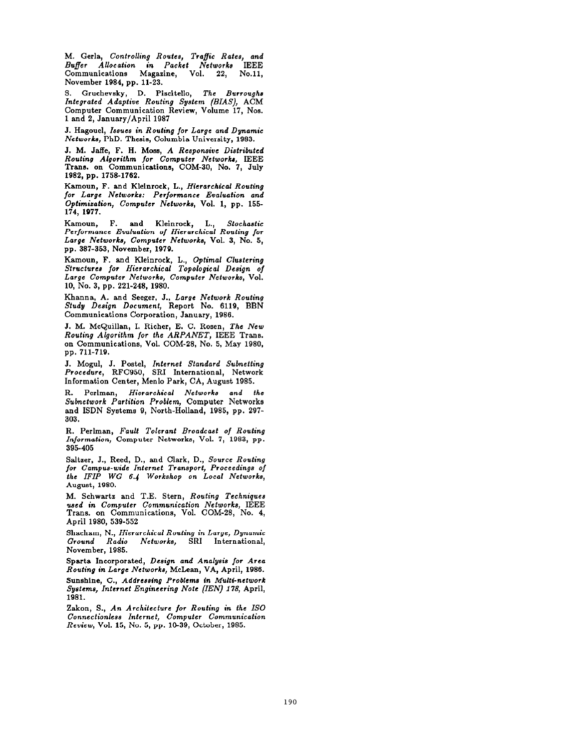M. Gerla, *Controlling Routes, Traffic Rates, and Buffer Allocation in Packet Networks* IEEE Communications Magazine, Vol. 22, No.11, November 1984, pp. 11-23.

S. Gruchevsky, D. Piscitello, *The Burroughs Integrated Adaptive Routing System (BIAS)*, ACM Computer Communication Review, Volume 17, Nos. 1 and 2, January/April 1987

J. Hagouel, *Issues in Routing for Large and Dynamic Networks*, PhD. Thesis, Columbia University, 1983.

J. M. Jaffe, F. H. Moss, *A Responsive Distributed Routing Algorithm for Computer Networks*, IEEE Trans. on Communications, COM-30, No. 7, July 1982, pp. 1758-1762.

Kamoun, F. and Kleinrock, L., *Hierarchical Routing for Large Networks: Performance Evaluation and Optimization, Computer Networks*, Vol. 1, pp. 155-174, 1977.

Kamoun, F. and Kleinrock, L., *Stochastic Performance Evaluation of Hierarchical Routing for Large Networks, Computer Networks*, Vol. 3, No. 5, pp. 387-353, November, 1979.

Kamoun, F. and Kleinrock, L., *Optimal Clustering Structures for Hierarchical Topological Design of Large Computer Networks, Computer Networks*, Vol. 10, No. 3, pp. 221-248, 1980.

Khanna, A. and Seeger, J., *Large Network Routing Study Design Document*, Report No. 6119, BBN Communications Corporation, January, 1986.

J. M. McQuillan, I. Richer, E. C. Rosen, *The New Routing Algorithm for the ARPANET*, IEEE Trans. on Communications, Vol. COM-28, No. 5, May 1980, pp. 711-719.

J. Mogul, J. Postel, *Internet Standard Subnetting Procedure*, RFC950, SRI International, Network Information Center, Menlo Park, CA, August 1985.

R. Perlman, *Hierarchical Networks and the Subnetwork Partition Problem*, Computer Networks and ISDN Systems 9, North-Holland, 1985, pp. 297-303.

R. Perlman, *Fault Tolerant Broadcast of Routing Information*, Computer Networks, Vol. 7, 1983, pp. 395-405

Saltzer, J., Reed, D., and Clark, D., *Source Routing for Campus-wide Internet Transport, Proceedings of the IFIP WG 6.4 Workshop on Local Networks*, August, 1980.

M. Schwartz and T.E. Stern, *Routing Techniques used in Computer Communication Networks*, IEEE Trans. on Communications, Vol. COM-28, No. 4, April 1980, 539-552

Shacham, N., *Hierarchical Routing in Large, Dynamic Ground Radio Networks*, SRI International, November, 1985.

Sparta Incorporated, *Design and Analysis for Area Routing in Large Networks*, McLean, VA, April, 1986.

Sunshine, C., *Addressing Problems in Multi-network Systems, Internet Engineering Note (IEN) 178*, April, 1981.

Zakon, S., *An Architecture for Routing in the ISO Connectionless Internet, Computer Communication Review*, Vol. 15, No. 5, pp. 10-39, October, 1985.